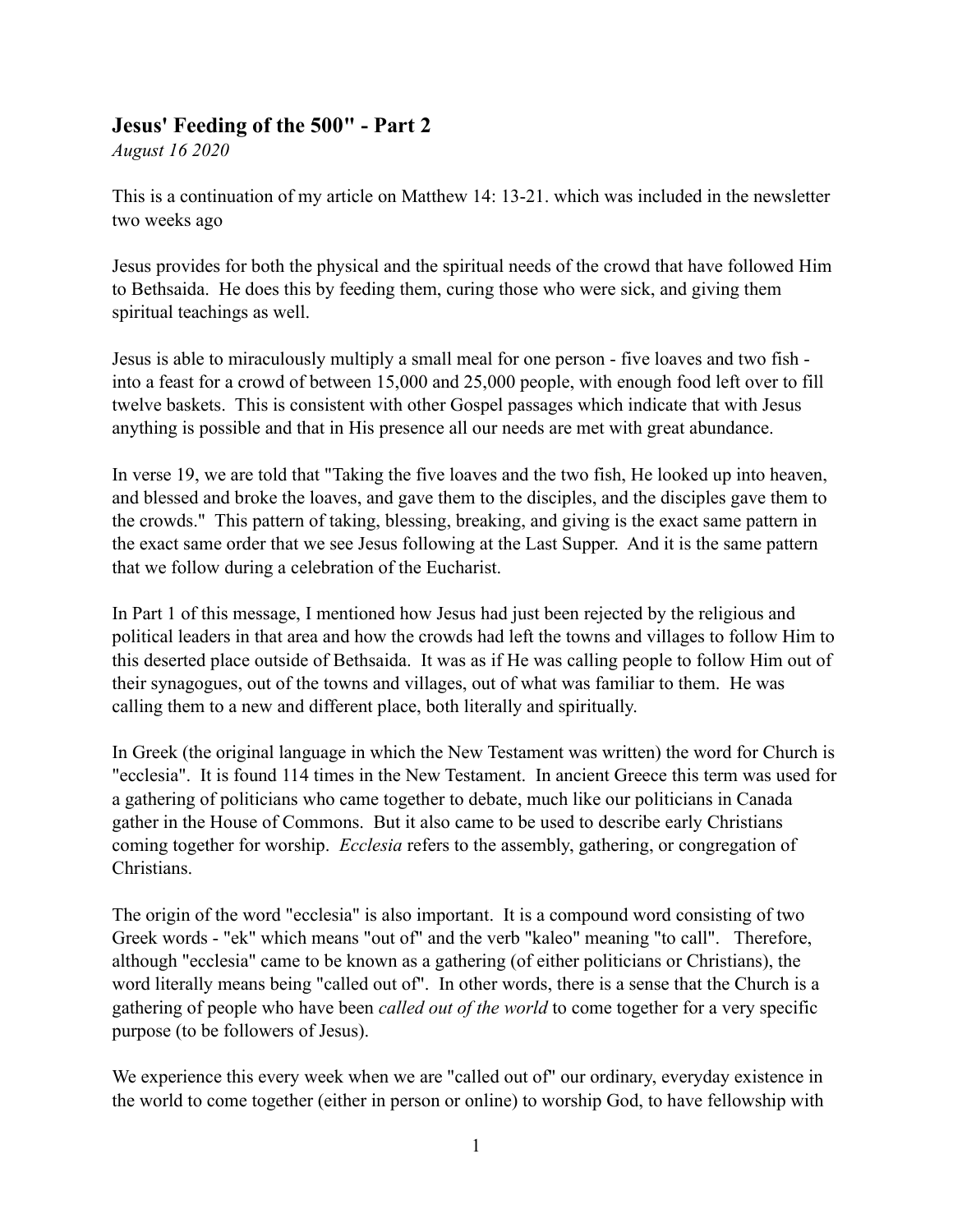## Jesus' Feeding of the 500" - Part 2

*August 16 2020*

This is a continuation of my article on Matthew 14: 13-21. which was included in the newsletter two weeks ago

Jesus provides for both the physical and the spiritual needs of the crowd that have followed Him to Bethsaida. He does this by feeding them, curing those who were sick, and giving them spiritual teachings as well.

Jesus is able to miraculously multiply a small meal for one person - five loaves and two fish - into a feast for a crowd of between 15,000 and 25,000 people, with enough food left over to fill twelve baskets. This is consistent with other Gospel passages which indicate that with Jesus anything is possible and that in His presence all our needs are met with great abundance.

In verse 19, we are told that "Taking the five loaves and the two fish, He looked up into heaven, and blessed and broke the loaves, and gave them to the disciples, and the disciples gave them to the crowds." This pattern of taking, blessing, breaking, and giving is the exact same pattern in the exact same order that we see Jesus following at the Last Supper. And it is the same pattern that we follow during a celebration of the Eucharist.

In Part 1 of this message, I mentioned how Jesus had just been rejected by the religious and political leaders in that area and how the crowds had left the towns and villages to follow Him to this deserted place outside of Bethsaida. It was as if He was calling people to follow Him out of their synagogues, out of the towns and villages, out of what was familiar to them. He was calling them to a new and different place, both literally and spiritually.

In Greek (the original language in which the New Testament was written) the word for Church is "ecclesia". It is found 114 times in the New Testament. In ancient Greece this term was used for a gathering of politicians who came together to debate, much like our politicians in Canada gather in the House of Commons. But it also came to be used to describe early Christians coming together for worship. *Ecclesia* refers to the assembly, gathering, or congregation of Christians.

The origin of the word "ecclesia" is also important. It is a compound word consisting of two Greek words - "ek" which means "out of" and the verb "kaleo" meaning "to call". Therefore, although "ecclesia" came to be known as a gathering (of either politicians or Christians), the word literally means being "called out of". In other words, there is a sense that the Church is a gathering of people who have been *called out of the world* to come together for a very specific purpose (to be followers of Jesus).

We experience this every week when we are "called out of" our ordinary, everyday existence in the world to come together (either in person or online) to worship God, to have fellowship with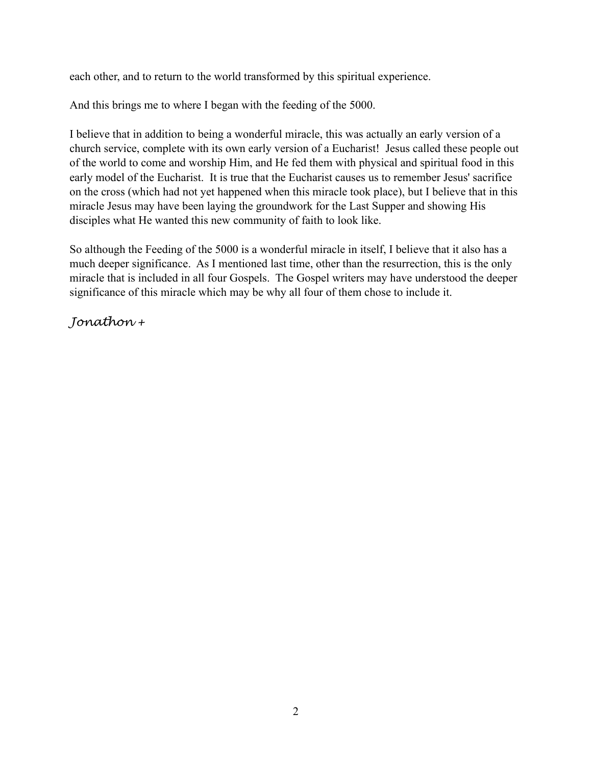each other, and to return to the world transformed by this spiritual experience.

And this brings me to where I began with the feeding of the 5000.

I believe that in addition to being a wonderful miracle, this was actually an early version of a church service, complete with its own early version of a Eucharist! Jesus called these people out of the world to come and worship Him, and He fed them with physical and spiritual food in this early model of the Eucharist. It is true that the Eucharist causes us to remember Jesus' sacrifice on the cross (which had not yet happened when this miracle took place), but I believe that in this miracle Jesus may have been laying the groundwork for the Last Supper and showing His disciples what He wanted this new community of faith to look like.

So although the Feeding of the 5000 is a wonderful miracle in itself, I believe that it also has a much deeper significance. As I mentioned last time, other than the resurrection, this is the only miracle that is included in all four Gospels. The Gospel writers may have understood the deeper significance of this miracle which may be why all four of them chose to include it.

*Jonathon +*